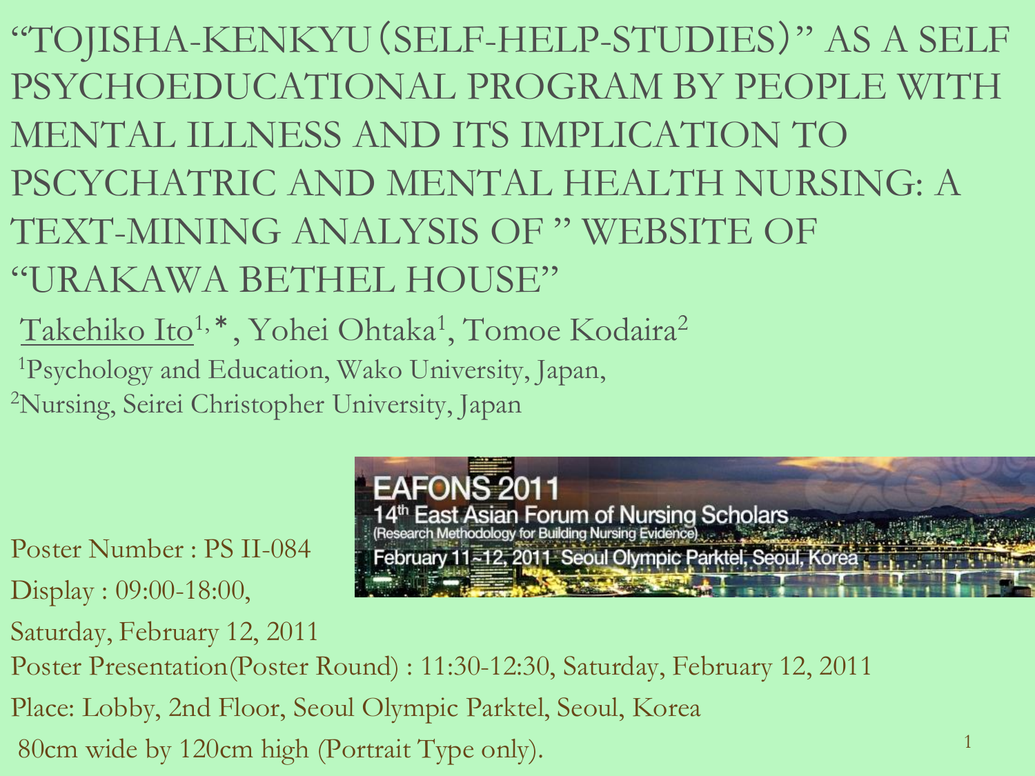# "TOJISHA-KENKYU (SELF-HELP-STUDIES)" AS A SELF PSYCHOEDUCATIONAL PROGRAM BY PEOPLE WITH MENTAL ILLNESS AND ITS IMPLICATION TO PSCYCHATRIC AND MENTAL HEALTH NURSING: A TEXT-MINING ANALYSIS OF " WEBSITE OF "URAKAWA BETHEL HOUSE"

Takehiko Ito[1,*], Yohei Ohtaka[1], Tomoe Kodaira[2]

[1]Psychology and Education, Wako University, Japan,

[2]Nursing, Seirei Christopher University, Japan

EAFONS 2011
14th East Asian Forum of Nursing Scholars
(Research Methodology for Building Nursing Evidence)
February 11~12, 2011 Seoul Olympic Parktel, Seoul, Korea

Poster Number : PS II-084

Display : 09:00-18:00, Saturday, February 12, 2011

Poster Presentation(Poster Round) : 11:30-12:30, Saturday, February 12, 2011

Place: Lobby, 2nd Floor, Seoul Olympic Parktel, Seoul, Korea

80cm wide by 120cm high (Portrait Type only).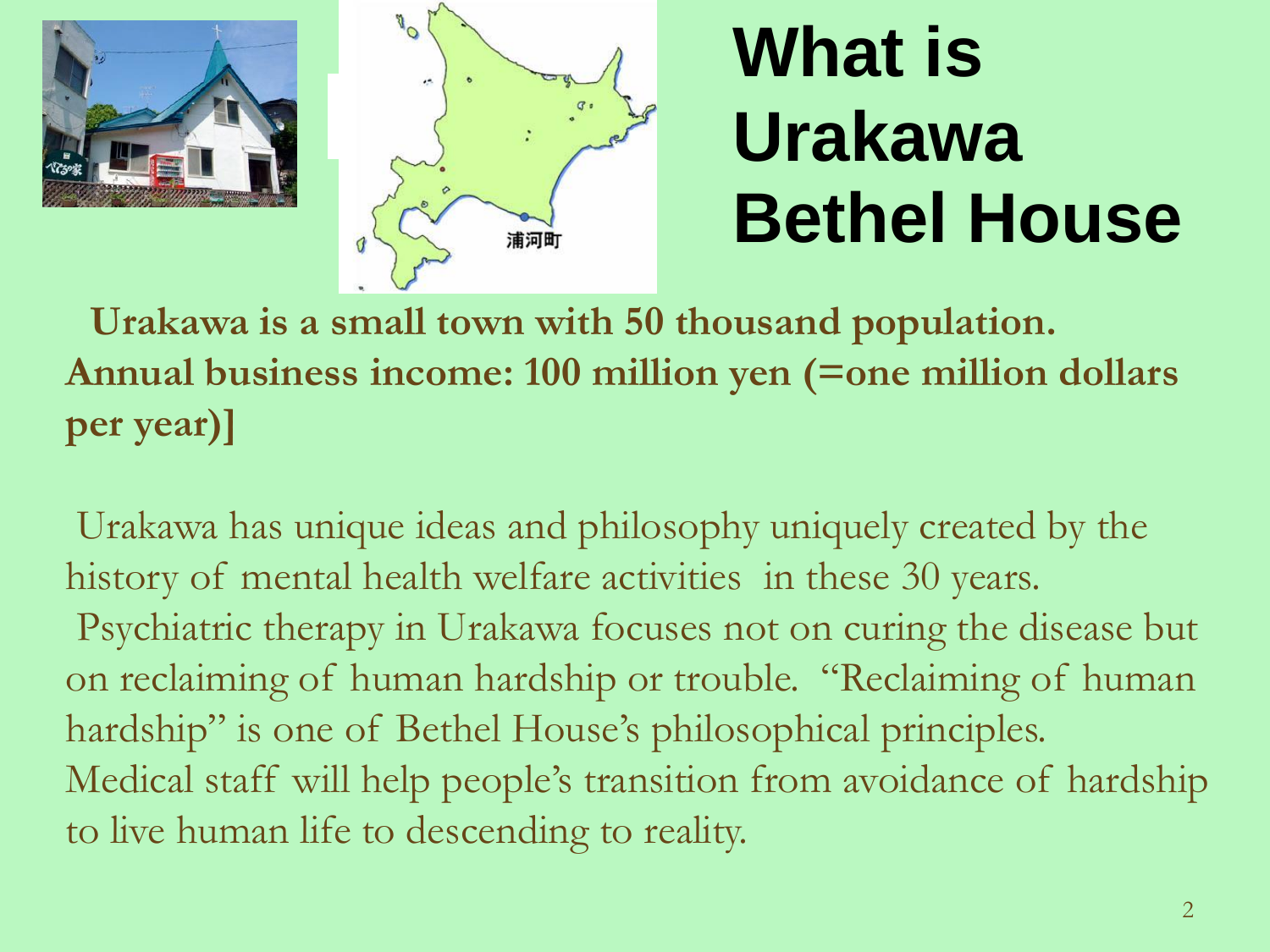# What is Urakawa Bethel House

**Urakawa is a small town with 50 thousand population. Annual business income: 100 million yen (=one million dollars per year)]**

Urakawa has unique ideas and philosophy uniquely created by the history of mental health welfare activities in these 30 years. Psychiatric therapy in Urakawa focuses not on curing the disease but on reclaiming of human hardship or trouble. "Reclaiming of human hardship" is one of Bethel House's philosophical principles. Medical staff will help people's transition from avoidance of hardship to live human life to descending to reality.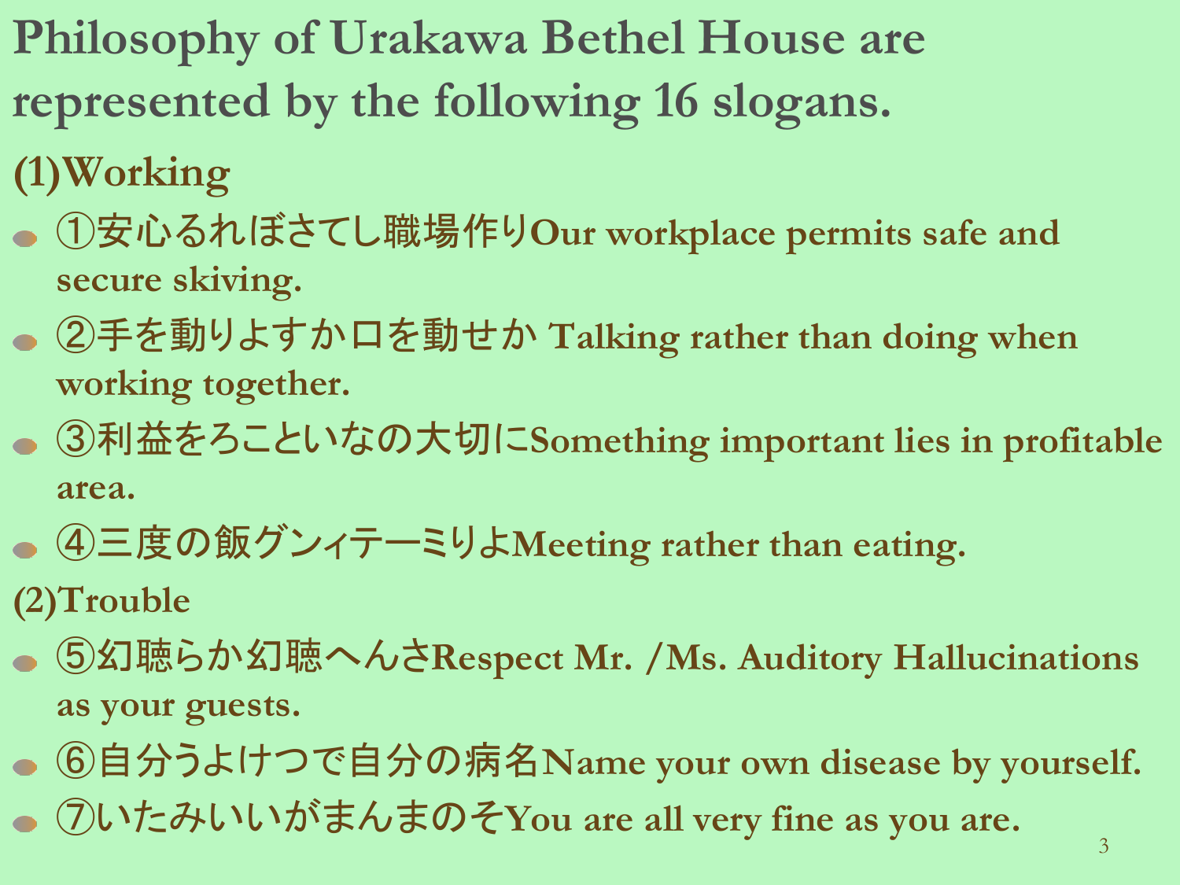# Philosophy of Urakawa Bethel House are represented by the following 16 slogans.

## (1)Working

- ①安心るれぼさてし職場作りOur workplace permits safe and secure skiving.
- ②手を動りよすか口を動せか Talking rather than doing when working together.
- ③利益をろこといなの大切にSomething important lies in profitable area.
- ④三度の飯グンィテーミりよMeeting rather than eating.

## (2)Trouble

- ⑤幻聴らか幻聴へんさRespect Mr. /Ms. Auditory Hallucinations as your guests.
- ⑥自分うよけつで自分の病名Name your own disease by yourself.
- ⑦いたみいいがまんまのそYou are all very fine as you are.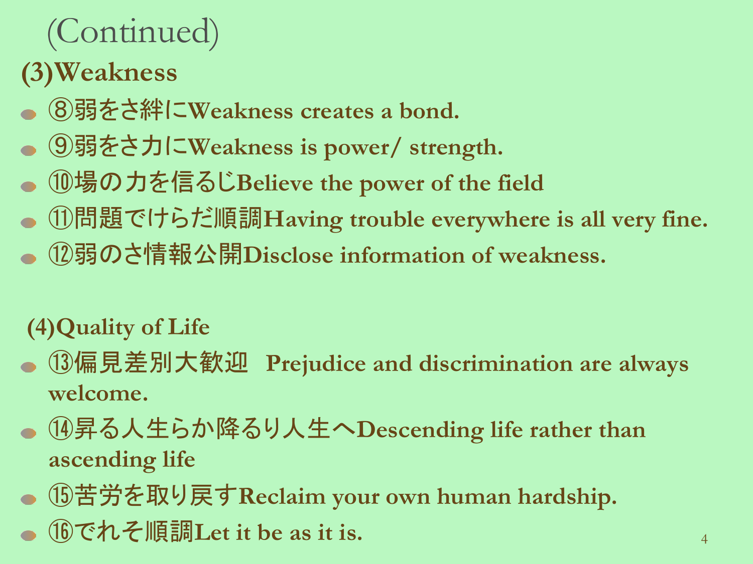# (Continued)

**(3)Weakness**

- ⑧弱をさ絆に**Weakness creates a bond.**
- ⑨弱をさ力に**Weakness is power/ strength.**
- ⑩場の力を信るじ**Believe the power of the field**
- ⑪問題でけらだ順調**Having trouble everywhere is all very fine.**
- ⑫弱のさ情報公開**Disclose information of weakness.**

**(4)Quality of Life**

- ⑬偏見差別大歓迎 **Prejudice and discrimination are always welcome.**
- ⑭昇る人生らか降るり人生へ**Descending life rather than ascending life**
- ⑮苦労を取り戻す**Reclaim your own human hardship.**
- ⑯でれそ順調**Let it be as it is.**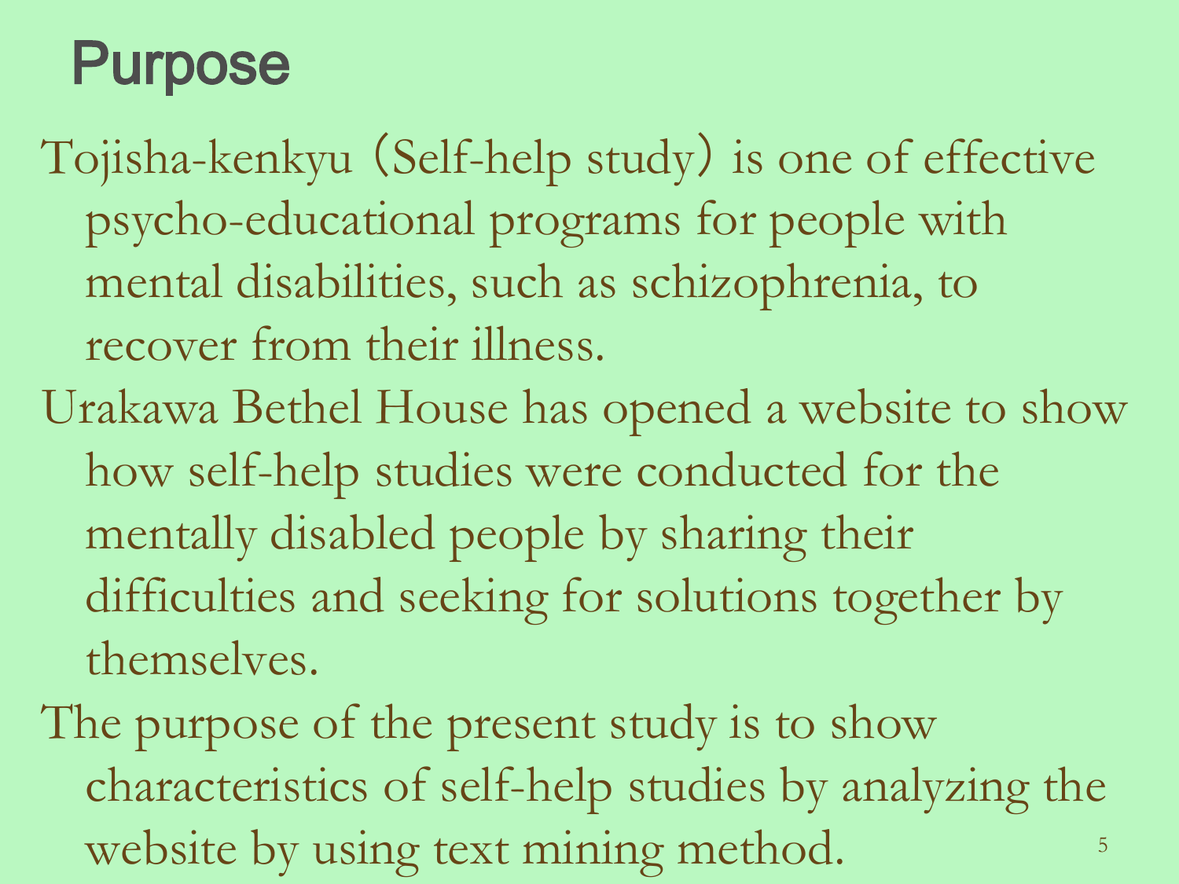# Purpose

Tojisha-kenkyu（Self-help study）is one of effective psycho-educational programs for people with mental disabilities, such as schizophrenia, to recover from their illness.

Urakawa Bethel House has opened a website to show how self-help studies were conducted for the mentally disabled people by sharing their difficulties and seeking for solutions together by themselves.

The purpose of the present study is to show characteristics of self-help studies by analyzing the website by using text mining method.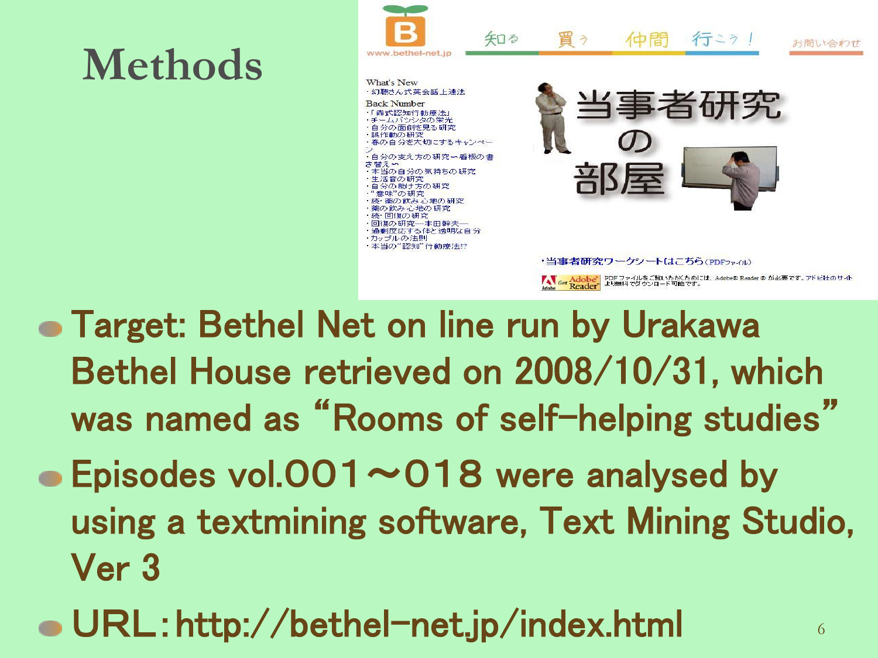# Methods

- Target: Bethel Net on line run by Urakawa Bethel House retrieved on 2008/10/31, which was named as "Rooms of self-helping studies"
- Episodes vol.001～018 were analysed by using a textmining software, Text Mining Studio, Ver 3
- URL：http://bethel-net.jp/index.html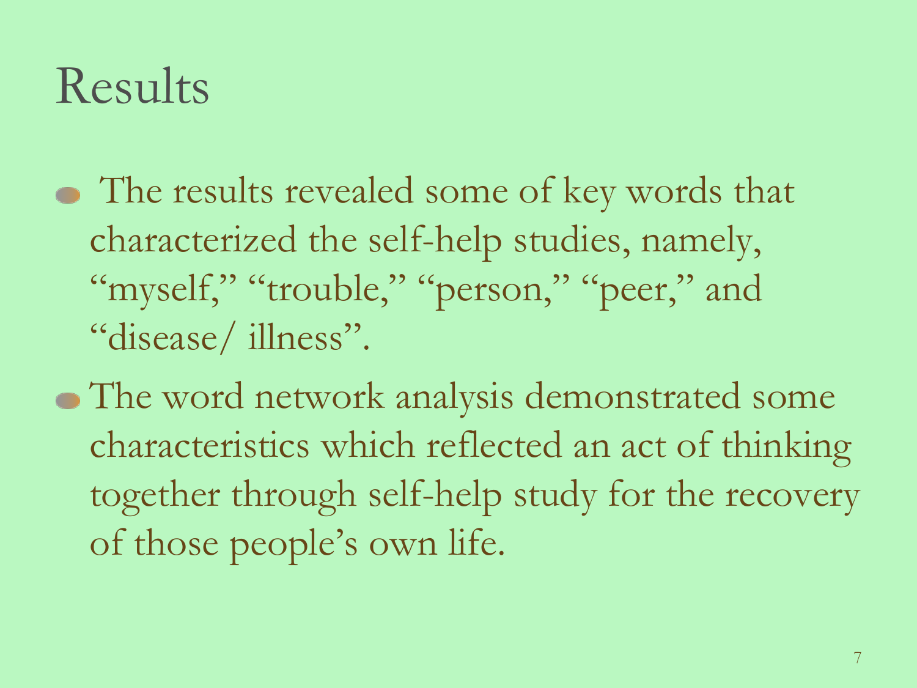# Results

- The results revealed some of key words that characterized the self-help studies, namely, “myself,” “trouble,” “person,” “peer,” and “disease/ illness”.
- The word network analysis demonstrated some characteristics which reflected an act of thinking together through self-help study for the recovery of those people’s own life.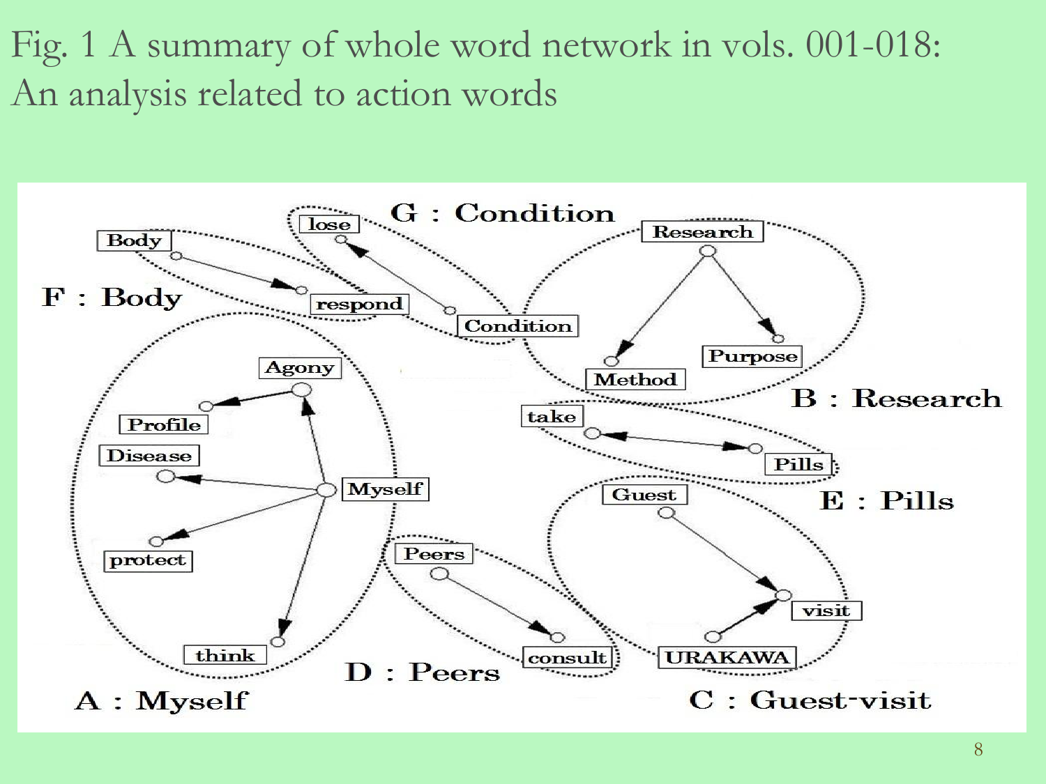# Fig. 1 A summary of whole word network in vols. 001-018: An analysis related to action words

G : Condition

lose

Condition

Body

respond

F : Body

Research

Method

Purpose

B : Research

Agony

Profile

Disease

Myself

protect

think

A : Myself

take

Pills

E : Pills

Peers

consult

D : Peers

Guest

visit

URAKAWA

C : Guest-visit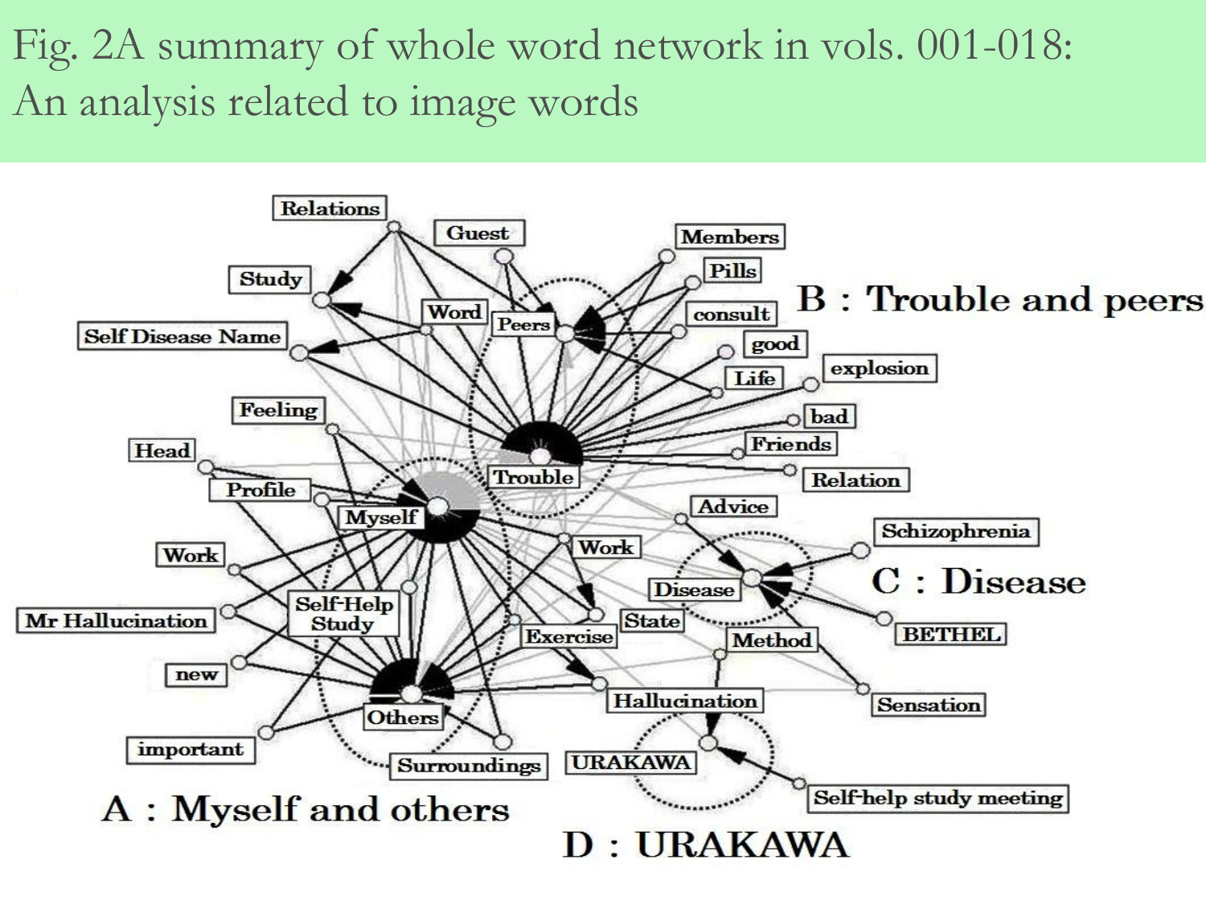Fig. 2A summary of whole word network in vols. 001-018: An analysis related to image words

Relations
Guest
Members
Pills
Study
Word
Peers
consult
B : Trouble and peers
Self Disease Name
good
Life
explosion
Feeling
bad
Head
Friends
Trouble
Profile
Relation
Myself
Advice
Schizophrenia
Work
Work
Disease
C : Disease
Self-Help Study
Mr Hallucination
State
BETHEL
Exercise
Method
new
Hallucination
Sensation
Others
important
Surroundings
URAKAWA
Self-help study meeting
A : Myself and others
D : URAKAWA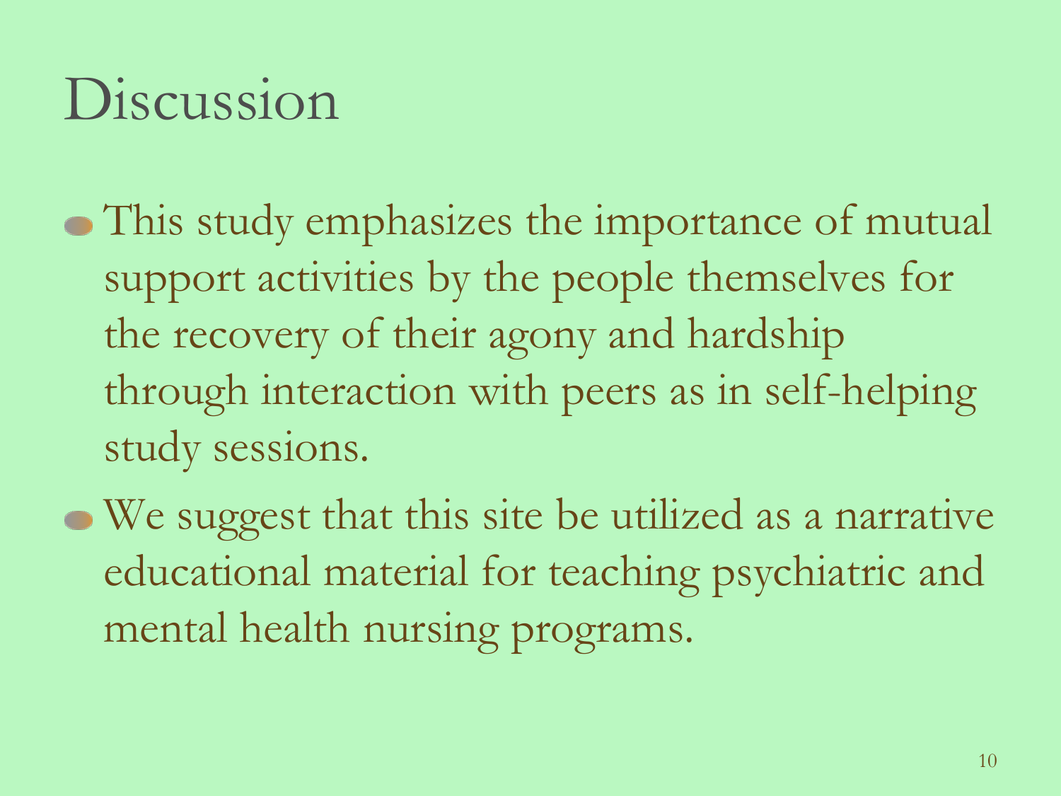# Discussion

- This study emphasizes the importance of mutual support activities by the people themselves for the recovery of their agony and hardship through interaction with peers as in self-helping study sessions.
- We suggest that this site be utilized as a narrative educational material for teaching psychiatric and mental health nursing programs.